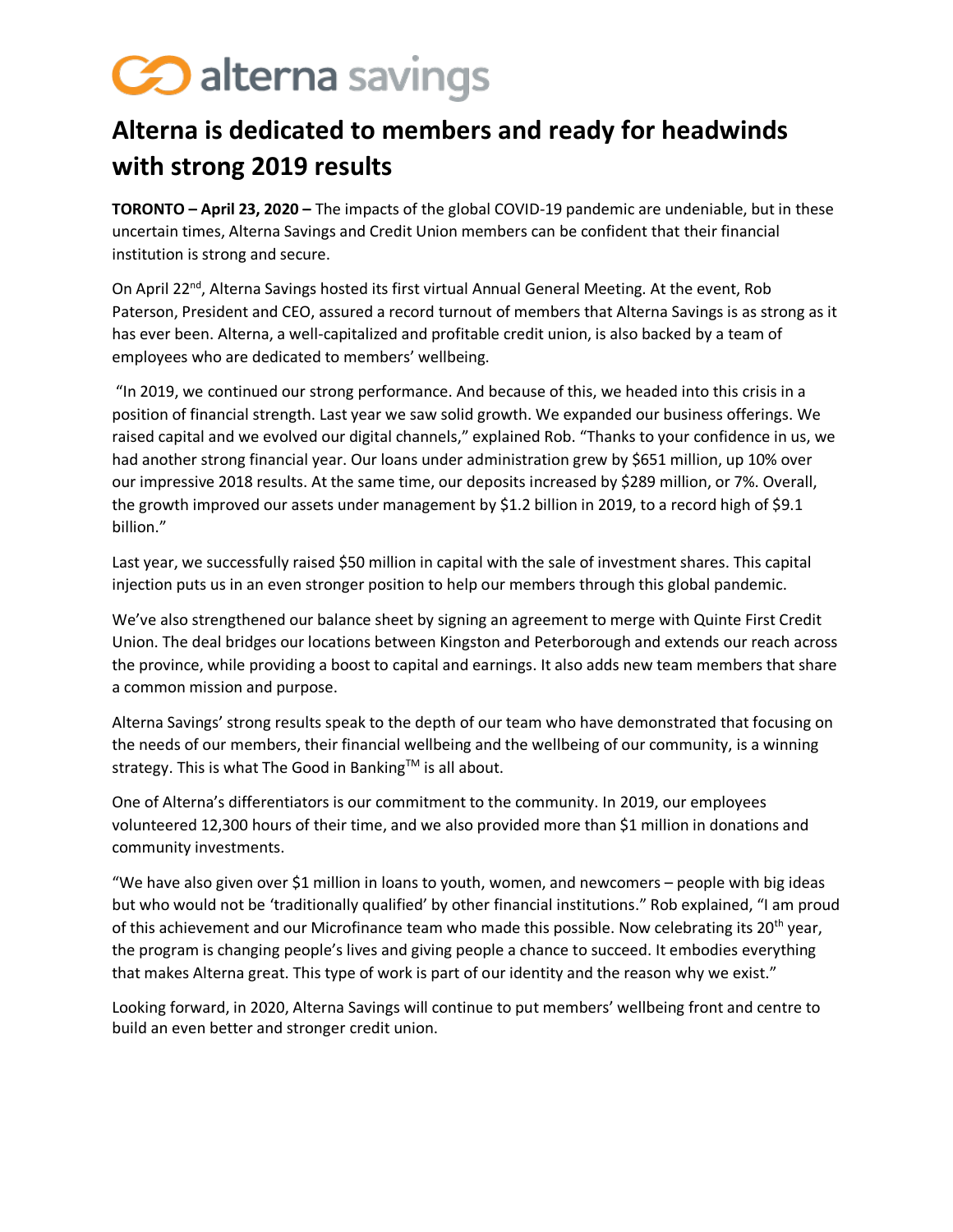alterna savings

# Alterna is dedicated to members and ready for headwinds with strong 2019 results

**TORONTO – April 23, 2020 –** The impacts of the global COVID-19 pandemic are undeniable, but in these uncertain times, Alterna Savings and Credit Union members can be confident that their financial institution is strong and secure.

On April 22nd, Alterna Savings hosted its first virtual Annual General Meeting. At the event, Rob Paterson, President and CEO, assured a record turnout of members that Alterna Savings is as strong as it has ever been. Alterna, a well-capitalized and profitable credit union, is also backed by a team of employees who are dedicated to members' wellbeing.

"In 2019, we continued our strong performance. And because of this, we headed into this crisis in a position of financial strength. Last year we saw solid growth. We expanded our business offerings. We raised capital and we evolved our digital channels," explained Rob. "Thanks to your confidence in us, we had another strong financial year. Our loans under administration grew by $651 million, up 10% over our impressive 2018 results. At the same time, our deposits increased by $289 million, or 7%. Overall, the growth improved our assets under management by $1.2 billion in 2019, to a record high of $9.1 billion."

Last year, we successfully raised $50 million in capital with the sale of investment shares. This capital injection puts us in an even stronger position to help our members through this global pandemic.

We've also strengthened our balance sheet by signing an agreement to merge with Quinte First Credit Union. The deal bridges our locations between Kingston and Peterborough and extends our reach across the province, while providing a boost to capital and earnings. It also adds new team members that share a common mission and purpose.

Alterna Savings' strong results speak to the depth of our team who have demonstrated that focusing on the needs of our members, their financial wellbeing and the wellbeing of our community, is a winning strategy. This is what The Good in Banking™ is all about.

One of Alterna's differentiators is our commitment to the community. In 2019, our employees volunteered 12,300 hours of their time, and we also provided more than $1 million in donations and community investments.

"We have also given over $1 million in loans to youth, women, and newcomers – people with big ideas but who would not be 'traditionally qualified' by other financial institutions." Rob explained, "I am proud of this achievement and our Microfinance team who made this possible. Now celebrating its 20th year, the program is changing people's lives and giving people a chance to succeed. It embodies everything that makes Alterna great. This type of work is part of our identity and the reason why we exist."

Looking forward, in 2020, Alterna Savings will continue to put members' wellbeing front and centre to build an even better and stronger credit union.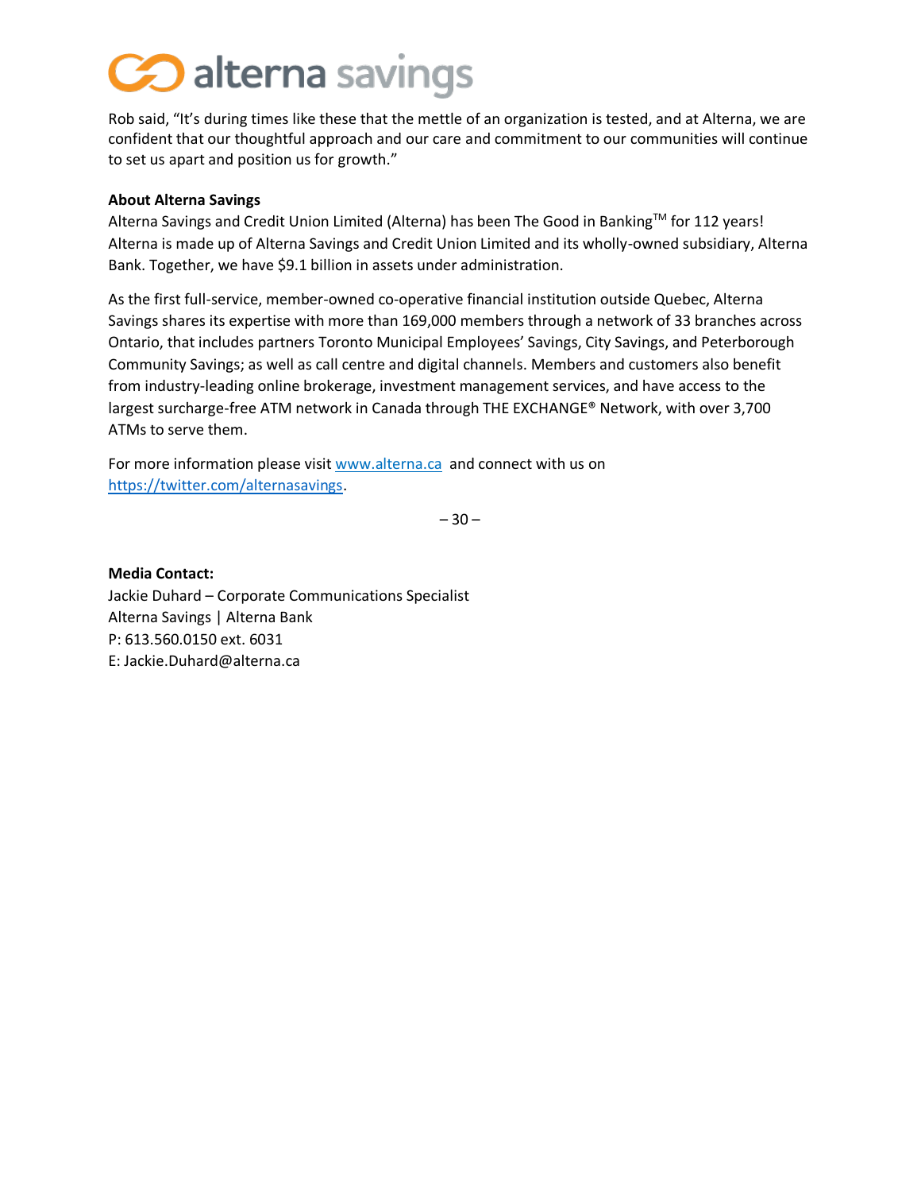Rob said, "It's during times like these that the mettle of an organization is tested, and at Alterna, we are confident that our thoughtful approach and our care and commitment to our communities will continue to set us apart and position us for growth."

**About Alterna Savings**

Alterna Savings and Credit Union Limited (Alterna) has been The Good in Banking™ for 112 years! Alterna is made up of Alterna Savings and Credit Union Limited and its wholly-owned subsidiary, Alterna Bank. Together, we have $9.1 billion in assets under administration.

As the first full-service, member-owned co-operative financial institution outside Quebec, Alterna Savings shares its expertise with more than 169,000 members through a network of 33 branches across Ontario, that includes partners Toronto Municipal Employees' Savings, City Savings, and Peterborough Community Savings; as well as call centre and digital channels. Members and customers also benefit from industry-leading online brokerage, investment management services, and have access to the largest surcharge-free ATM network in Canada through THE EXCHANGE® Network, with over 3,700 ATMs to serve them.

For more information please visit [www.alterna.ca](http://www.alterna.ca) and connect with us on [https://twitter.com/alternasavings](https://twitter.com/alternasavings).

– 30 –

**Media Contact:**
Jackie Duhard – Corporate Communications Specialist
Alterna Savings | Alterna Bank
P: 613.560.0150 ext. 6031
E: Jackie.Duhard@alterna.ca